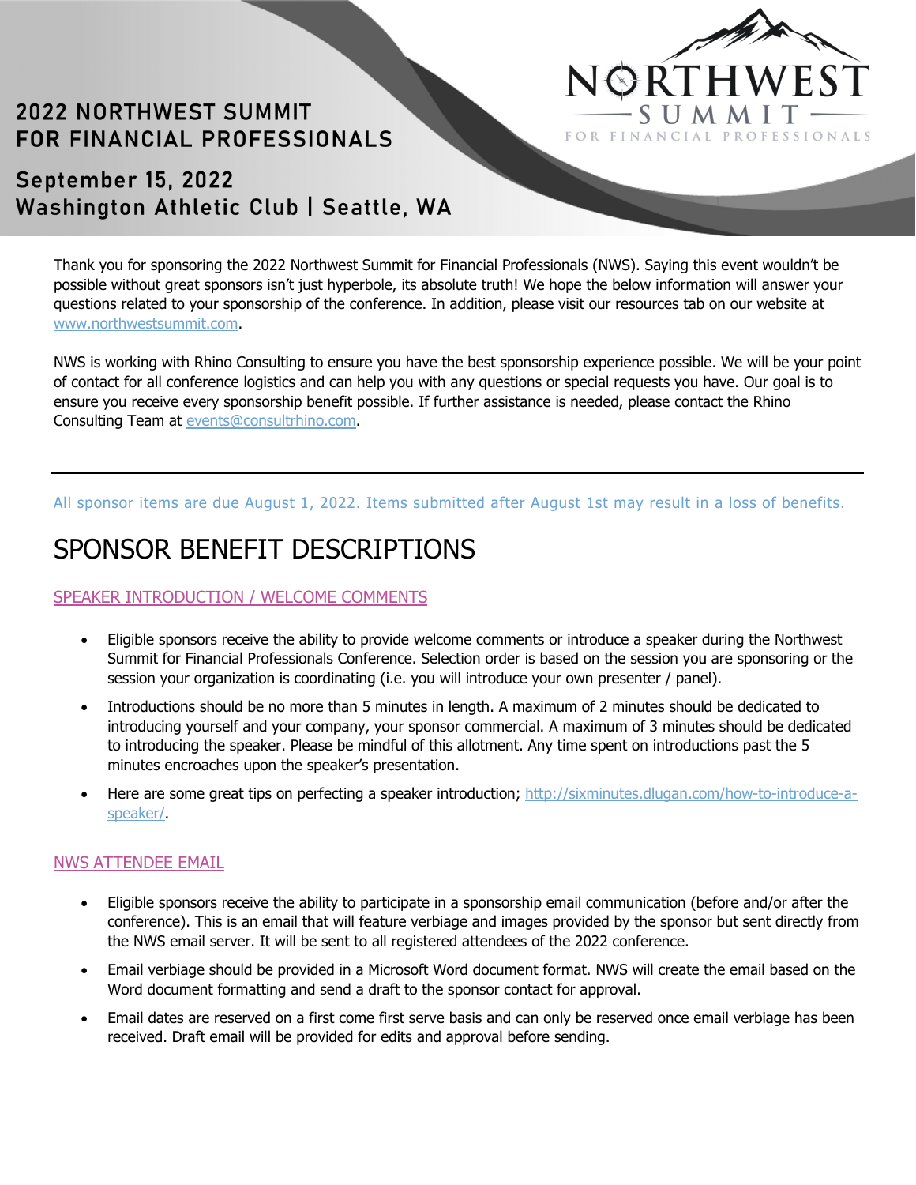# 2022 NORTHWEST SUMMIT FOR FINANCIAL PROFESSIONALS

## September 15, 2022
## Washington Athletic Club | Seattle, WA

NORTHWEST SUMMIT FOR FINANCIAL PROFESSIONALS

Thank you for sponsoring the 2022 Northwest Summit for Financial Professionals (NWS). Saying this event wouldn't be possible without great sponsors isn't just hyperbole, its absolute truth! We hope the below information will answer your questions related to your sponsorship of the conference. In addition, please visit our resources tab on our website at [www.northwestsummit.com](http://www.northwestsummit.com).

NWS is working with Rhino Consulting to ensure you have the best sponsorship experience possible. We will be your point of contact for all conference logistics and can help you with any questions or special requests you have. Our goal is to ensure you receive every sponsorship benefit possible. If further assistance is needed, please contact the Rhino Consulting Team at [events@consultrhino.com](mailto:events@consultrhino.com).

---

All sponsor items are due August 1, 2022. Items submitted after August 1st may result in a loss of benefits.

# SPONSOR BENEFIT DESCRIPTIONS

### SPEAKER INTRODUCTION / WELCOME COMMENTS

- Eligible sponsors receive the ability to provide welcome comments or introduce a speaker during the Northwest Summit for Financial Professionals Conference. Selection order is based on the session you are sponsoring or the session your organization is coordinating (i.e. you will introduce your own presenter / panel).
- Introductions should be no more than 5 minutes in length. A maximum of 2 minutes should be dedicated to introducing yourself and your company, your sponsor commercial. A maximum of 3 minutes should be dedicated to introducing the speaker. Please be mindful of this allotment. Any time spent on introductions past the 5 minutes encroaches upon the speaker's presentation.
- Here are some great tips on perfecting a speaker introduction; [http://sixminutes.dlugan.com/how-to-introduce-a-speaker/](http://sixminutes.dlugan.com/how-to-introduce-a-speaker/).

### NWS ATTENDEE EMAIL

- Eligible sponsors receive the ability to participate in a sponsorship email communication (before and/or after the conference). This is an email that will feature verbiage and images provided by the sponsor but sent directly from the NWS email server. It will be sent to all registered attendees of the 2022 conference.
- Email verbiage should be provided in a Microsoft Word document format. NWS will create the email based on the Word document formatting and send a draft to the sponsor contact for approval.
- Email dates are reserved on a first come first serve basis and can only be reserved once email verbiage has been received. Draft email will be provided for edits and approval before sending.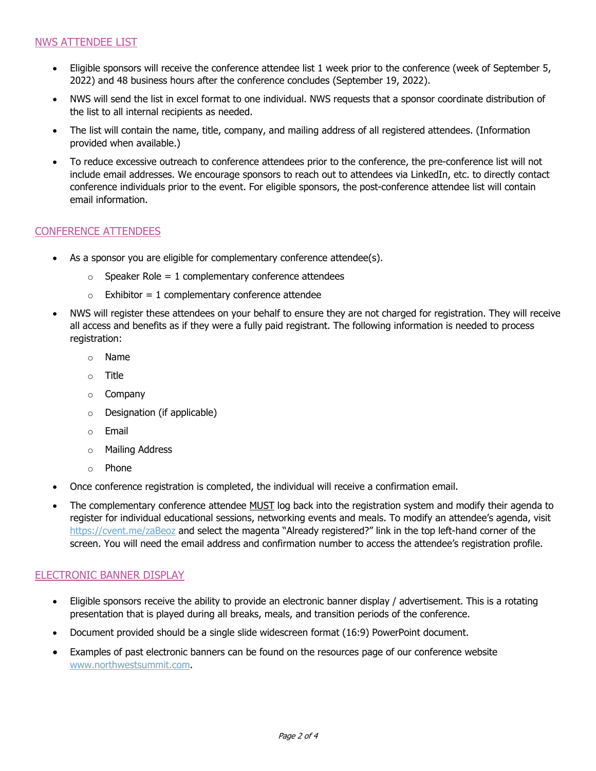## NWS ATTENDEE LIST

- Eligible sponsors will receive the conference attendee list 1 week prior to the conference (week of September 5, 2022) and 48 business hours after the conference concludes (September 19, 2022).
- NWS will send the list in excel format to one individual. NWS requests that a sponsor coordinate distribution of the list to all internal recipients as needed.
- The list will contain the name, title, company, and mailing address of all registered attendees. (Information provided when available.)
- To reduce excessive outreach to conference attendees prior to the conference, the pre-conference list will not include email addresses. We encourage sponsors to reach out to attendees via LinkedIn, etc. to directly contact conference individuals prior to the event. For eligible sponsors, the post-conference attendee list will contain email information.

## CONFERENCE ATTENDEES

- As a sponsor you are eligible for complementary conference attendee(s).
  - Speaker Role = 1 complementary conference attendees
  - Exhibitor = 1 complementary conference attendee
- NWS will register these attendees on your behalf to ensure they are not charged for registration. They will receive all access and benefits as if they were a fully paid registrant. The following information is needed to process registration:
  - Name
  - Title
  - Company
  - Designation (if applicable)
  - Email
  - Mailing Address
  - Phone
- Once conference registration is completed, the individual will receive a confirmation email.
- The complementary conference attendee MUST log back into the registration system and modify their agenda to register for individual educational sessions, networking events and meals. To modify an attendee's agenda, visit https://cvent.me/zaBeoz and select the magenta "Already registered?" link in the top left-hand corner of the screen. You will need the email address and confirmation number to access the attendee's registration profile.

## ELECTRONIC BANNER DISPLAY

- Eligible sponsors receive the ability to provide an electronic banner display / advertisement. This is a rotating presentation that is played during all breaks, meals, and transition periods of the conference.
- Document provided should be a single slide widescreen format (16:9) PowerPoint document.
- Examples of past electronic banners can be found on the resources page of our conference website www.northwestsummit.com.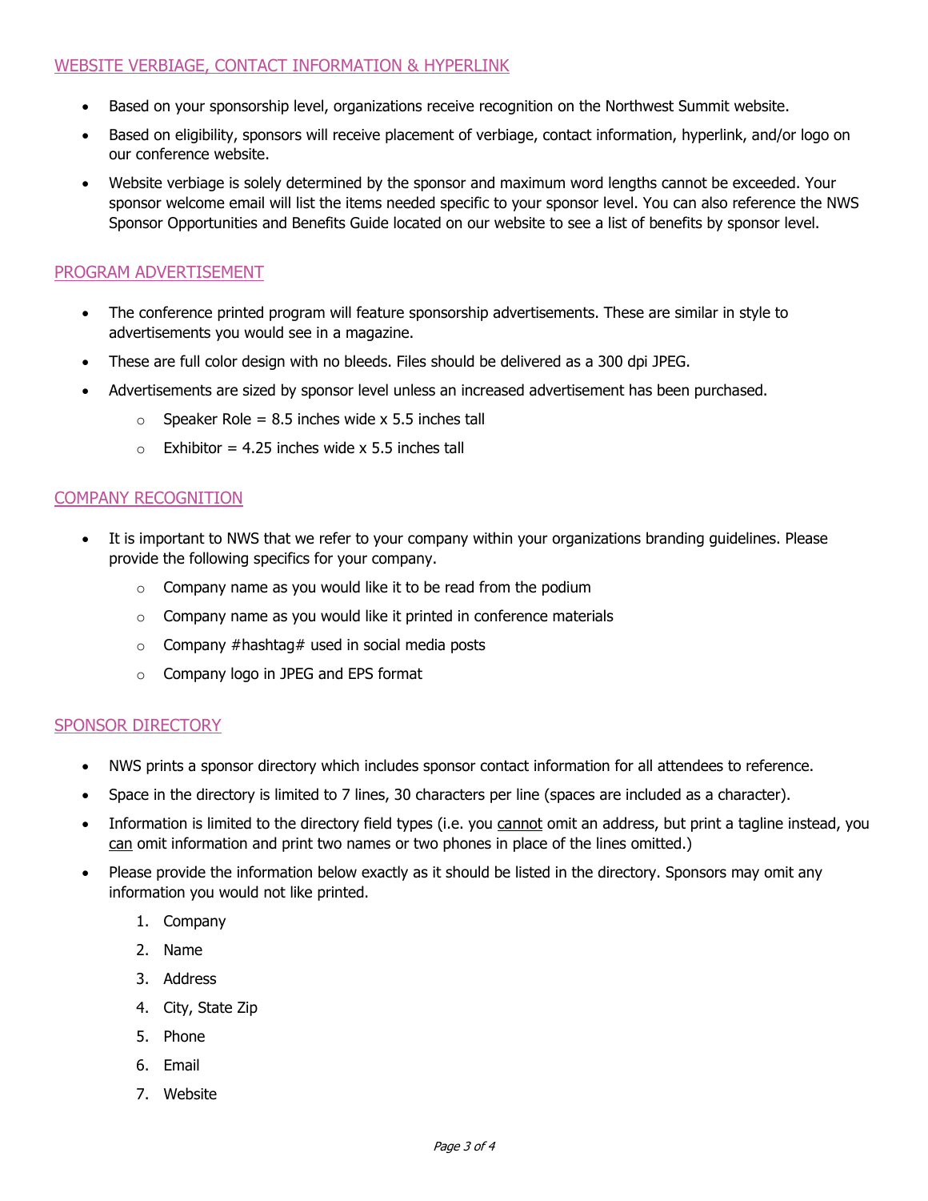## WEBSITE VERBIAGE, CONTACT INFORMATION & HYPERLINK

- Based on your sponsorship level, organizations receive recognition on the Northwest Summit website.
- Based on eligibility, sponsors will receive placement of verbiage, contact information, hyperlink, and/or logo on our conference website.
- Website verbiage is solely determined by the sponsor and maximum word lengths cannot be exceeded. Your sponsor welcome email will list the items needed specific to your sponsor level. You can also reference the NWS Sponsor Opportunities and Benefits Guide located on our website to see a list of benefits by sponsor level.

## PROGRAM ADVERTISEMENT

- The conference printed program will feature sponsorship advertisements. These are similar in style to advertisements you would see in a magazine.
- These are full color design with no bleeds. Files should be delivered as a 300 dpi JPEG.
- Advertisements are sized by sponsor level unless an increased advertisement has been purchased.
  - Speaker Role = 8.5 inches wide x 5.5 inches tall
  - Exhibitor = 4.25 inches wide x 5.5 inches tall

## COMPANY RECOGNITION

- It is important to NWS that we refer to your company within your organizations branding guidelines. Please provide the following specifics for your company.
  - Company name as you would like it to be read from the podium
  - Company name as you would like it printed in conference materials
  - Company #hashtag# used in social media posts
  - Company logo in JPEG and EPS format

## SPONSOR DIRECTORY

- NWS prints a sponsor directory which includes sponsor contact information for all attendees to reference.
- Space in the directory is limited to 7 lines, 30 characters per line (spaces are included as a character).
- Information is limited to the directory field types (i.e. you cannot omit an address, but print a tagline instead, you can omit information and print two names or two phones in place of the lines omitted.)
- Please provide the information below exactly as it should be listed in the directory. Sponsors may omit any information you would not like printed.
  1. Company
  2. Name
  3. Address
  4. City, State Zip
  5. Phone
  6. Email
  7. Website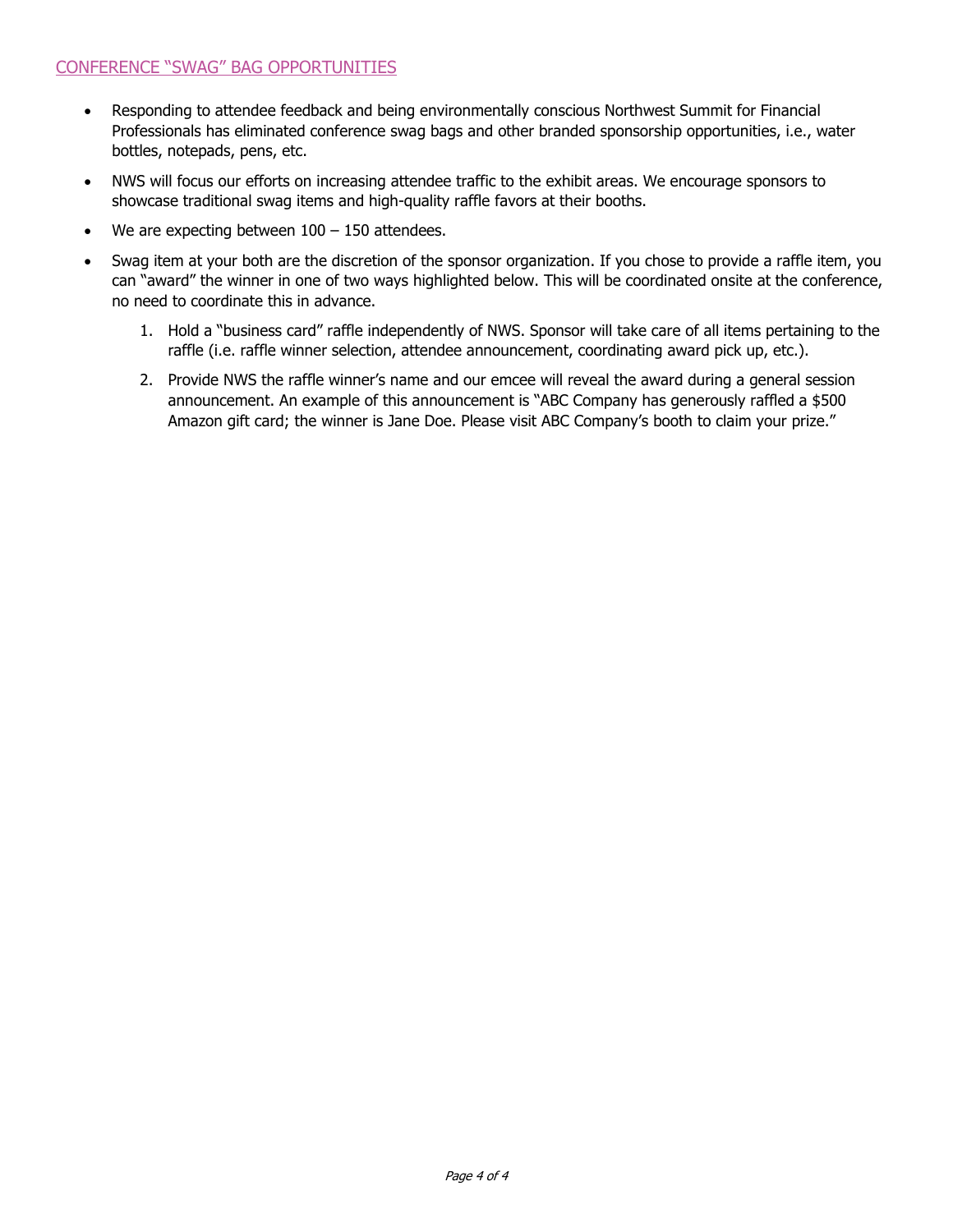## CONFERENCE "SWAG" BAG OPPORTUNITIES

- Responding to attendee feedback and being environmentally conscious Northwest Summit for Financial Professionals has eliminated conference swag bags and other branded sponsorship opportunities, i.e., water bottles, notepads, pens, etc.
- NWS will focus our efforts on increasing attendee traffic to the exhibit areas. We encourage sponsors to showcase traditional swag items and high-quality raffle favors at their booths.
- We are expecting between 100 – 150 attendees.
- Swag item at your both are the discretion of the sponsor organization. If you chose to provide a raffle item, you can "award" the winner in one of two ways highlighted below. This will be coordinated onsite at the conference, no need to coordinate this in advance.
  1. Hold a "business card" raffle independently of NWS. Sponsor will take care of all items pertaining to the raffle (i.e. raffle winner selection, attendee announcement, coordinating award pick up, etc.).
  2. Provide NWS the raffle winner's name and our emcee will reveal the award during a general session announcement. An example of this announcement is "ABC Company has generously raffled a $500 Amazon gift card; the winner is Jane Doe. Please visit ABC Company's booth to claim your prize."